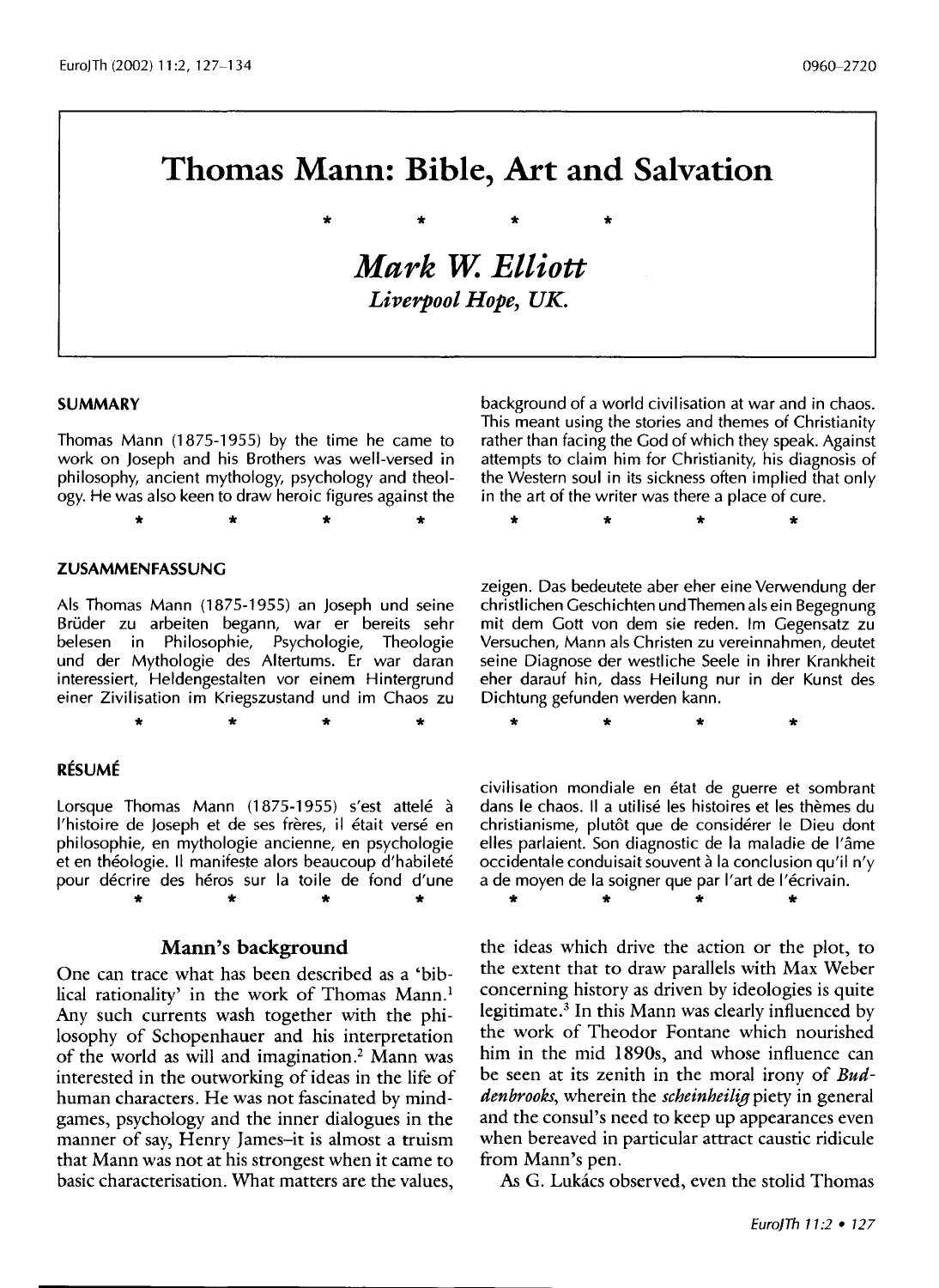# Thomas Mann: Bible, Art and Salvation

## *Mark W. Elliott*

***Liverpool Hope, UK.***

### SUMMARY

Thomas Mann (1875-1955) by the time he came to work on Joseph and his Brothers was well-versed in philosophy, ancient mythology, psychology and theology. He was also keen to draw heroic figures against the background of a world civilisation at war and in chaos. This meant using the stories and themes of Christianity rather than facing the God of which they speak. Against attempts to claim him for Christianity, his diagnosis of the Western soul in its sickness often implied that only in the art of the writer was there a place of cure.

### ZUSAMMENFASSUNG

Als Thomas Mann (1875-1955) an Joseph und seine Brüder zu arbeiten begann, war er bereits sehr belesen in Philosophie, Psychologie, Theologie und der Mythologie des Altertums. Er war daran interessiert, Heldengestalten vor einem Hintergrund einer Zivilisation im Kriegszustand und im Chaos zu zeigen. Das bedeutete aber eher eine Verwendung der christlichen Geschichten und Themen als ein Begegnung mit dem Gott von dem sie reden. Im Gegensatz zu Versuchen, Mann als Christen zu vereinnahmen, deutet seine Diagnose der westliche Seele in ihrer Krankheit eher darauf hin, dass Heilung nur in der Kunst des Dichtung gefunden werden kann.

### RÉSUMÉ

Lorsque Thomas Mann (1875-1955) s'est attelé à l'histoire de Joseph et de ses frères, il était versé en philosophie, en mythologie ancienne, en psychologie et en théologie. Il manifeste alors beaucoup d'habileté pour décrire des héros sur la toile de fond d'une civilisation mondiale en état de guerre et sombrant dans le chaos. Il a utilisé les histoires et les thèmes du christianisme, plutôt que de considérer le Dieu dont elles parlaient. Son diagnostic de la maladie de l'âme occidentale conduisait souvent à la conclusion qu'il n'y a de moyen de la soigner que par l'art de l'écrivain.

## Mann's background

One can trace what has been described as a 'biblical rationality' in the work of Thomas Mann.[1] Any such currents wash together with the philosophy of Schopenhauer and his interpretation of the world as will and imagination.[2] Mann was interested in the outworking of ideas in the life of human characters. He was not fascinated by mind-games, psychology and the inner dialogues in the manner of say, Henry James–it is almost a truism that Mann was not at his strongest when it came to basic characterisation. What matters are the values, the ideas which drive the action or the plot, to the extent that to draw parallels with Max Weber concerning history as driven by ideologies is quite legitimate.[3] In this Mann was clearly influenced by the work of Theodor Fontane which nourished him in the mid 1890s, and whose influence can be seen at its zenith in the moral irony of ***Buddenbrooks***, wherein the ***scheinheilig*** piety in general and the consul's need to keep up appearances even when bereaved in particular attract caustic ridicule from Mann's pen.

As G. Lukács observed, even the stolid Thomas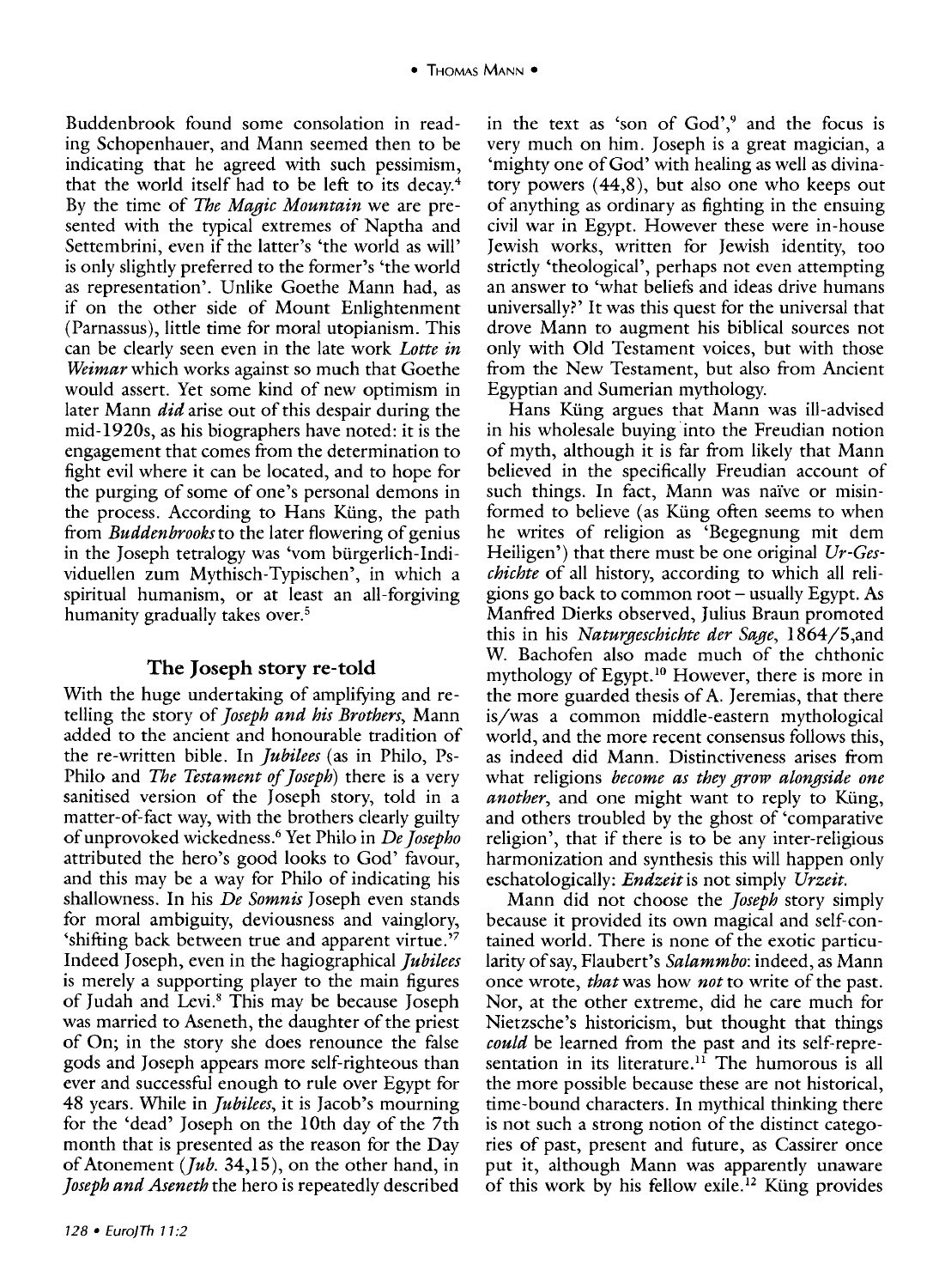Buddenbrook found some consolation in reading Schopenhauer, and Mann seemed then to be indicating that he agreed with such pessimism, that the world itself had to be left to its decay.[4] By the time of *The Magic Mountain* we are presented with the typical extremes of Naptha and Settembrini, even if the latter's 'the world as will' is only slightly preferred to the former's 'the world as representation'. Unlike Goethe Mann had, as if on the other side of Mount Enlightenment (Parnassus), little time for moral utopianism. This can be clearly seen even in the late work *Lotte in Weimar* which works against so much that Goethe would assert. Yet some kind of new optimism in later Mann *did* arise out of this despair during the mid-1920s, as his biographers have noted: it is the engagement that comes from the determination to fight evil where it can be located, and to hope for the purging of some of one's personal demons in the process. According to Hans Küng, the path from *Buddenbrooks* to the later flowering of genius in the Joseph tetralogy was 'vom bürgerlich-Individuellen zum Mythisch-Typischen', in which a spiritual humanism, or at least an all-forgiving humanity gradually takes over.[5]

## The Joseph story re-told

With the huge undertaking of amplifying and re-telling the story of *Joseph and his Brothers*, Mann added to the ancient and honourable tradition of the re-written bible. In *Jubilees* (as in Philo, Ps-Philo and *The Testament of Joseph*) there is a very sanitised version of the Joseph story, told in a matter-of-fact way, with the brothers clearly guilty of unprovoked wickedness.[6] Yet Philo in *De Josepho* attributed the hero's good looks to God' favour, and this may be a way for Philo of indicating his shallowness. In his *De Somnis* Joseph even stands for moral ambiguity, deviousness and vainglory, 'shifting back between true and apparent virtue.'[7] Indeed Joseph, even in the hagiographical *Jubilees* is merely a supporting player to the main figures of Judah and Levi.[8] This may be because Joseph was married to Aseneth, the daughter of the priest of On; in the story she does renounce the false gods and Joseph appears more self-righteous than ever and successful enough to rule over Egypt for 48 years. While in *Jubilees*, it is Jacob's mourning for the 'dead' Joseph on the 10th day of the 7th month that is presented as the reason for the Day of Atonement (*Jub.* 34,15), on the other hand, in *Joseph and Aseneth* the hero is repeatedly described in the text as 'son of God',[9] and the focus is very much on him. Joseph is a great magician, a 'mighty one of God' with healing as well as divinatory powers (44,8), but also one who keeps out of anything as ordinary as fighting in the ensuing civil war in Egypt. However these were in-house Jewish works, written for Jewish identity, too strictly 'theological', perhaps not even attempting an answer to 'what beliefs and ideas drive humans universally?' It was this quest for the universal that drove Mann to augment his biblical sources not only with Old Testament voices, but with those from the New Testament, but also from Ancient Egyptian and Sumerian mythology.

Hans Küng argues that Mann was ill-advised in his wholesale buying into the Freudian notion of myth, although it is far from likely that Mann believed in the specifically Freudian account of such things. In fact, Mann was naïve or misinformed to believe (as Küng often seems to when he writes of religion as 'Begegnung mit dem Heiligen') that there must be one original *Ur-Geschichte* of all history, according to which all religions go back to common root – usually Egypt. As Manfred Dierks observed, Julius Braun promoted this in his *Naturgeschichte der Sage*, 1864/5,and W. Bachofen also made much of the chthonic mythology of Egypt.[10] However, there is more in the more guarded thesis of A. Jeremias, that there is/was a common middle-eastern mythological world, and the more recent consensus follows this, as indeed did Mann. Distinctiveness arises from what religions *become as they grow alongside one another*, and one might want to reply to Küng, and others troubled by the ghost of 'comparative religion', that if there is to be any inter-religious harmonization and synthesis this will happen only eschatologically: ***Endzeit*** is not simply *Urzeit*.

Mann did not choose the *Joseph* story simply because it provided its own magical and self-contained world. There is none of the exotic particularity of say, Flaubert's *Salammbo*: indeed, as Mann once wrote, *that* was how *not* to write of the past. Nor, at the other extreme, did he care much for Nietzsche's historicism, but thought that things *could* be learned from the past and its self-representation in its literature.[11] The humorous is all the more possible because these are not historical, time-bound characters. In mythical thinking there is not such a strong notion of the distinct categories of past, present and future, as Cassirer once put it, although Mann was apparently unaware of this work by his fellow exile.[12] Küng provides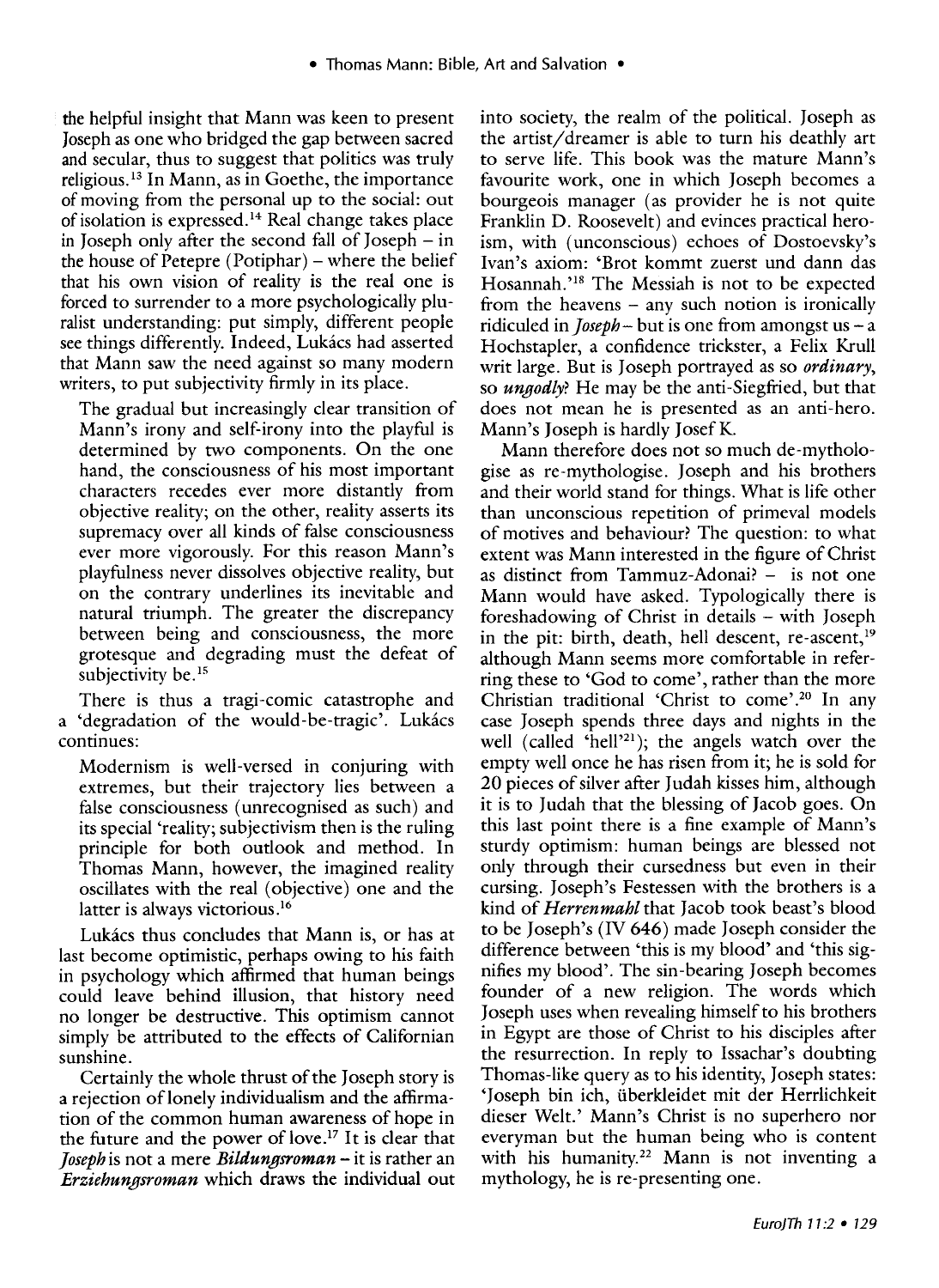the helpful insight that Mann was keen to present Joseph as one who bridged the gap between sacred and secular, thus to suggest that politics was truly religious.[13] In Mann, as in Goethe, the importance of moving from the personal up to the social: out of isolation is expressed.[14] Real change takes place in Joseph only after the second fall of Joseph – in the house of Petepre (Potiphar) – where the belief that his own vision of reality is the real one is forced to surrender to a more psychologically pluralist understanding: put simply, different people see things differently. Indeed, Lukács had asserted that Mann saw the need against so many modern writers, to put subjectivity firmly in its place.

> The gradual but increasingly clear transition of Mann's irony and self-irony into the playful is determined by two components. On the one hand, the consciousness of his most important characters recedes ever more distantly from objective reality; on the other, reality asserts its supremacy over all kinds of false consciousness ever more vigorously. For this reason Mann's playfulness never dissolves objective reality, but on the contrary underlines its inevitable and natural triumph. The greater the discrepancy between being and consciousness, the more grotesque and degrading must the defeat of subjectivity be.[15]

There is thus a tragi-comic catastrophe and a 'degradation of the would-be-tragic'. Lukács continues:

> Modernism is well-versed in conjuring with extremes, but their trajectory lies between a false consciousness (unrecognised as such) and its special 'reality; subjectivism then is the ruling principle for both outlook and method. In Thomas Mann, however, the imagined reality oscillates with the real (objective) one and the latter is always victorious.[16]

Lukács thus concludes that Mann is, or has at last become optimistic, perhaps owing to his faith in psychology which affirmed that human beings could leave behind illusion, that history need no longer be destructive. This optimism cannot simply be attributed to the effects of Californian sunshine.

Certainly the whole thrust of the Joseph story is a rejection of lonely individualism and the affirmation of the common human awareness of hope in the future and the power of love.[17] It is clear that *Joseph* is not a mere ***Bildungsroman*** – it is rather an ***Erziehungsroman*** which draws the individual out into society, the realm of the political. Joseph as the artist/dreamer is able to turn his deathly art to serve life. This book was the mature Mann's favourite work, one in which Joseph becomes a bourgeois manager (as provider he is not quite Franklin D. Roosevelt) and evinces practical heroism, with (unconscious) echoes of Dostoevsky's Ivan's axiom: 'Brot kommt zuerst und dann das Hosannah.'[18] The Messiah is not to be expected from the heavens – any such notion is ironically ridiculed in *Joseph* – but is one from amongst us – a Hochstapler, a confidence trickster, a Felix Krull writ large. But is Joseph portrayed as so ***ordinary***, so ***ungodly***? He may be the anti-Siegfried, but that does not mean he is presented as an anti-hero. Mann's Joseph is hardly Josef K.

Mann therefore does not so much de-mythologise as re-mythologise. Joseph and his brothers and their world stand for things. What is life other than unconscious repetition of primeval models of motives and behaviour? The question: to what extent was Mann interested in the figure of Christ as distinct from Tammuz-Adonai? – is not one Mann would have asked. Typologically there is foreshadowing of Christ in details – with Joseph in the pit: birth, death, hell descent, re-ascent,[19] although Mann seems more comfortable in referring these to 'God to come', rather than the more Christian traditional 'Christ to come'.[20] In any case Joseph spends three days and nights in the well (called 'hell'[21]); the angels watch over the empty well once he has risen from it; he is sold for 20 pieces of silver after Judah kisses him, although it is to Judah that the blessing of Jacob goes. On this last point there is a fine example of Mann's sturdy optimism: human beings are blessed not only through their cursedness but even in their cursing. Joseph's Festessen with the brothers is a kind of ***Herrenmahl*** that Jacob took beast's blood to be Joseph's (IV 646) made Joseph consider the difference between 'this is my blood' and 'this signifies my blood'. The sin-bearing Joseph becomes founder of a new religion. The words which Joseph uses when revealing himself to his brothers in Egypt are those of Christ to his disciples after the resurrection. In reply to Issachar's doubting Thomas-like query as to his identity, Joseph states: 'Joseph bin ich, überkleidet mit der Herrlichkeit dieser Welt.' Mann's Christ is no superhero nor everyman but the human being who is content with his humanity.[22] Mann is not inventing a mythology, he is re-presenting one.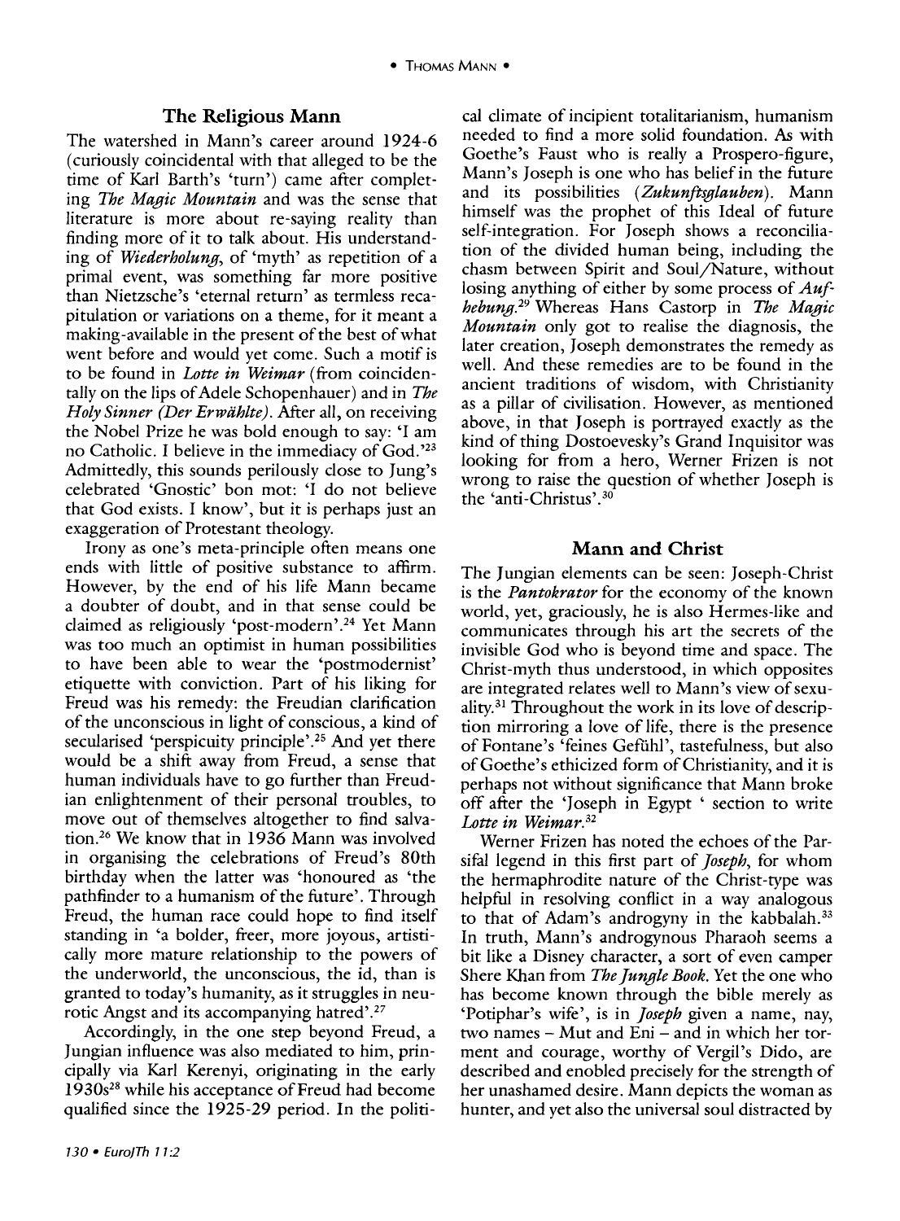## The Religious Mann

The watershed in Mann's career around 1924-6 (curiously coincidental with that alleged to be the time of Karl Barth's 'turn') came after completing *The Magic Mountain* and was the sense that literature is more about re-saying reality than finding more of it to talk about. His understanding of *Wiederholung*, of 'myth' as repetition of a primal event, was something far more positive than Nietzsche's 'eternal return' as termless recapitulation or variations on a theme, for it meant a making-available in the present of the best of what went before and would yet come. Such a motif is to be found in *Lotte in Weimar* (from coincidentally on the lips of Adele Schopenhauer) and in *The Holy Sinner (Der Erwählte)*. After all, on receiving the Nobel Prize he was bold enough to say: 'I am no Catholic. I believe in the immediacy of God.'[23] Admittedly, this sounds perilously close to Jung's celebrated 'Gnostic' bon mot: 'I do not believe that God exists. I know', but it is perhaps just an exaggeration of Protestant theology.

Irony as one's meta-principle often means one ends with little of positive substance to affirm. However, by the end of his life Mann became a doubter of doubt, and in that sense could be claimed as religiously 'post-modern'.[24] Yet Mann was too much an optimist in human possibilities to have been able to wear the 'postmodernist' etiquette with conviction. Part of his liking for Freud was his remedy: the Freudian clarification of the unconscious in light of conscious, a kind of secularised 'perspicuity principle'.[25] And yet there would be a shift away from Freud, a sense that human individuals have to go further than Freudian enlightenment of their personal troubles, to move out of themselves altogether to find salvation.[26] We know that in 1936 Mann was involved in organising the celebrations of Freud's 80th birthday when the latter was 'honoured as 'the pathfinder to a humanism of the future'. Through Freud, the human race could hope to find itself standing in 'a bolder, freer, more joyous, artistically more mature relationship to the powers of the underworld, the unconscious, the id, than is granted to today's humanity, as it struggles in neurotic Angst and its accompanying hatred'.[27]

Accordingly, in the one step beyond Freud, a Jungian influence was also mediated to him, principally via Karl Kerenyi, originating in the early 1930s[28] while his acceptance of Freud had become qualified since the 1925-29 period. In the political climate of incipient totalitarianism, humanism needed to find a more solid foundation. As with Goethe's Faust who is really a Prospero-figure, Mann's Joseph is one who has belief in the future and its possibilities (*Zukunftsglauben*). Mann himself was the prophet of this Ideal of future self-integration. For Joseph shows a reconciliation of the divided human being, including the chasm between Spirit and Soul/Nature, without losing anything of either by some process of *Aufhebung*.[29] Whereas Hans Castorp in *The Magic Mountain* only got to realise the diagnosis, the later creation, Joseph demonstrates the remedy as well. And these remedies are to be found in the ancient traditions of wisdom, with Christianity as a pillar of civilisation. However, as mentioned above, in that Joseph is portrayed exactly as the kind of thing Dostoevesky's Grand Inquisitor was looking for from a hero, Werner Frizen is not wrong to raise the question of whether Joseph is the 'anti-Christus'.[30]

## Mann and Christ

The Jungian elements can be seen: Joseph-Christ is the *Pantokrator* for the economy of the known world, yet, graciously, he is also Hermes-like and communicates through his art the secrets of the invisible God who is beyond time and space. The Christ-myth thus understood, in which opposites are integrated relates well to Mann's view of sexuality.[31] Throughout the work in its love of description mirroring a love of life, there is the presence of Fontane's 'feines Gefühl', tastefulness, but also of Goethe's ethicized form of Christianity, and it is perhaps not without significance that Mann broke off after the 'Joseph in Egypt ' section to write *Lotte in Weimar*.[32]

Werner Frizen has noted the echoes of the Parsifal legend in this first part of *Joseph*, for whom the hermaphrodite nature of the Christ-type was helpful in resolving conflict in a way analogous to that of Adam's androgyny in the kabbalah.[33] In truth, Mann's androgynous Pharaoh seems a bit like a Disney character, a sort of even camper Shere Khan from *The Jungle Book*. Yet the one who has become known through the bible merely as 'Potiphar's wife', is in *Joseph* given a name, nay, two names – Mut and Eni – and in which her torment and courage, worthy of Vergil's Dido, are described and enobled precisely for the strength of her unashamed desire. Mann depicts the woman as hunter, and yet also the universal soul distracted by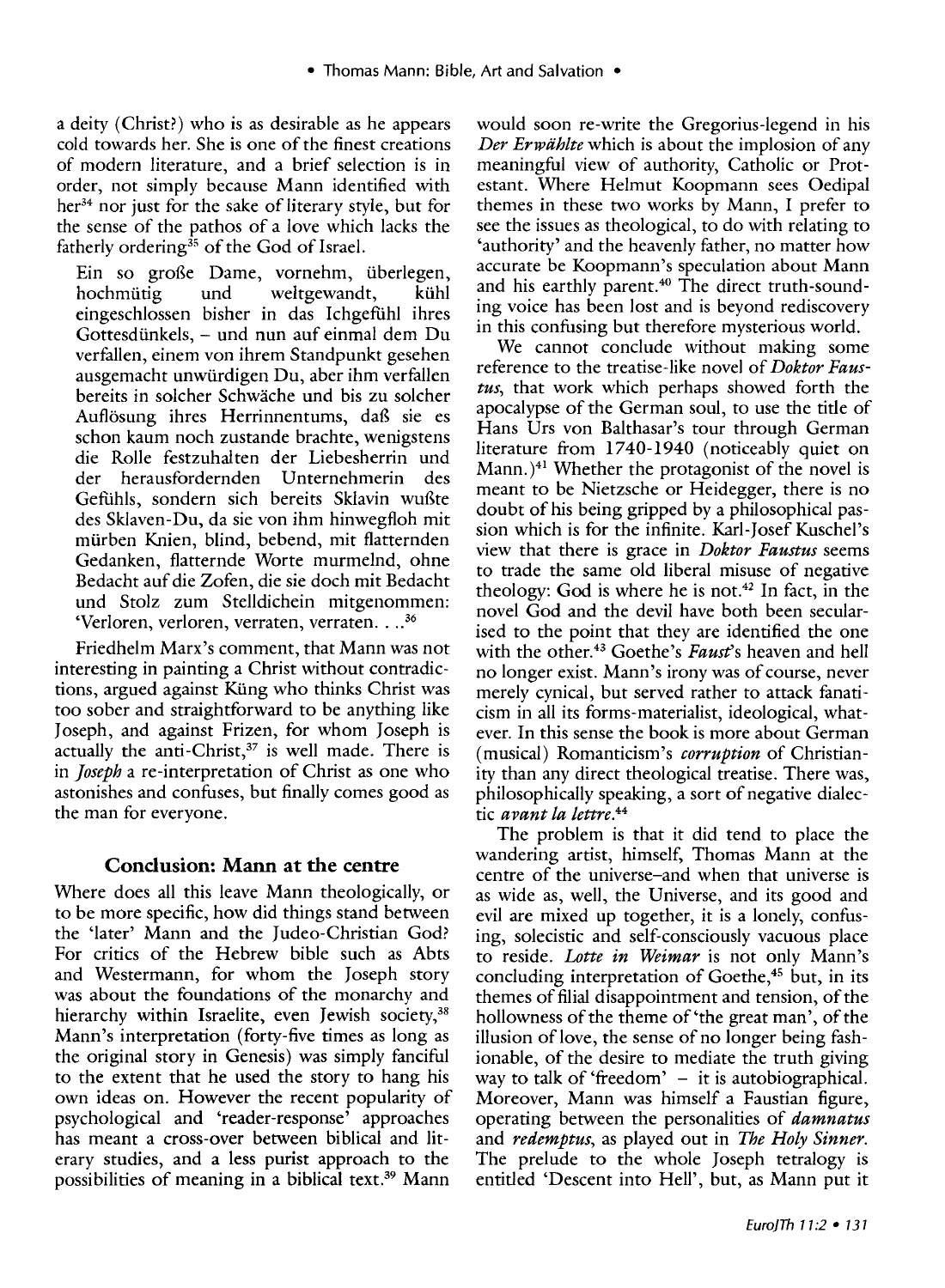a deity (Christ?) who is as desirable as he appears cold towards her. She is one of the finest creations of modern literature, and a brief selection is in order, not simply because Mann identified with her[34] nor just for the sake of literary style, but for the sense of the pathos of a love which lacks the fatherly ordering[35] of the God of Israel.

> Ein so große Dame, vornehm, überlegen, hochmütig und weltgewandt, kühl eingeschlossen bisher in das Ichgefühl ihres Gottesdünkels, – und nun auf einmal dem Du verfallen, einem von ihrem Standpunkt gesehen ausgemacht unwürdigen Du, aber ihm verfallen bereits in solcher Schwäche und bis zu solcher Auflösung ihres Herrinnentums, daß sie es schon kaum noch zustande brachte, wenigstens die Rolle festzuhalten der Liebesherrin und der herausfordernden Unternehmerin des Gefühls, sondern sich bereits Sklavin wußte des Sklaven-Du, da sie von ihm hinwegfloh mit mürben Knien, blind, bebend, mit flatternden Gedanken, flatternde Worte murmelnd, ohne Bedacht auf die Zofen, die sie doch mit Bedacht und Stolz zum Stelldichein mitgenommen: 'Verloren, verloren, verraten, verraten. . ..[36]

Friedhelm Marx's comment, that Mann was not interesting in painting a Christ without contradictions, argued against Küng who thinks Christ was too sober and straightforward to be anything like Joseph, and against Frizen, for whom Joseph is actually the anti-Christ,[37] is well made. There is in *Joseph* a re-interpretation of Christ as one who astonishes and confuses, but finally comes good as the man for everyone.

## Conclusion: Mann at the centre

Where does all this leave Mann theologically, or to be more specific, how did things stand between the 'later' Mann and the Judeo-Christian God? For critics of the Hebrew bible such as Abts and Westermann, for whom the Joseph story was about the foundations of the monarchy and hierarchy within Israelite, even Jewish society,[38] Mann's interpretation (forty-five times as long as the original story in Genesis) was simply fanciful to the extent that he used the story to hang his own ideas on. However the recent popularity of psychological and 'reader-response' approaches has meant a cross-over between biblical and literary studies, and a less purist approach to the possibilities of meaning in a biblical text.[39] Mann would soon re-write the Gregorius-legend in his *Der Erwählte* which is about the implosion of any meaningful view of authority, Catholic or Protestant. Where Helmut Koopmann sees Oedipal themes in these two works by Mann, I prefer to see the issues as theological, to do with relating to 'authority' and the heavenly father, no matter how accurate be Koopmann's speculation about Mann and his earthly parent.[40] The direct truth-sounding voice has been lost and is beyond rediscovery in this confusing but therefore mysterious world.

We cannot conclude without making some reference to the treatise-like novel of *Doktor Faustus*, that work which perhaps showed forth the apocalypse of the German soul, to use the title of Hans Urs von Balthasar's tour through German literature from 1740-1940 (noticeably quiet on Mann.)[41] Whether the protagonist of the novel is meant to be Nietzsche or Heidegger, there is no doubt of his being gripped by a philosophical passion which is for the infinite. Karl-Josef Kuschel's view that there is grace in *Doktor Faustus* seems to trade the same old liberal misuse of negative theology: God is where he is not.[42] In fact, in the novel God and the devil have both been secularised to the point that they are identified the one with the other.[43] Goethe's *Faust*'s heaven and hell no longer exist. Mann's irony was of course, never merely cynical, but served rather to attack fanaticism in all its forms-materialist, ideological, whatever. In this sense the book is more about German (musical) Romanticism's *corruption* of Christianity than any direct theological treatise. There was, philosophically speaking, a sort of negative dialectic *avant la lettre*.[44]

The problem is that it did tend to place the wandering artist, himself, Thomas Mann at the centre of the universe–and when that universe is as wide as, well, the Universe, and its good and evil are mixed up together, it is a lonely, confusing, solecistic and self-consciously vacuous place to reside. *Lotte in Weimar* is not only Mann's concluding interpretation of Goethe,[45] but, in its themes of filial disappointment and tension, of the hollowness of the theme of 'the great man', of the illusion of love, the sense of no longer being fashionable, of the desire to mediate the truth giving way to talk of 'freedom' – it is autobiographical. Moreover, Mann was himself a Faustian figure, operating between the personalities of *damnatus* and *redemptus*, as played out in *The Holy Sinner*. The prelude to the whole Joseph tetralogy is entitled 'Descent into Hell', but, as Mann put it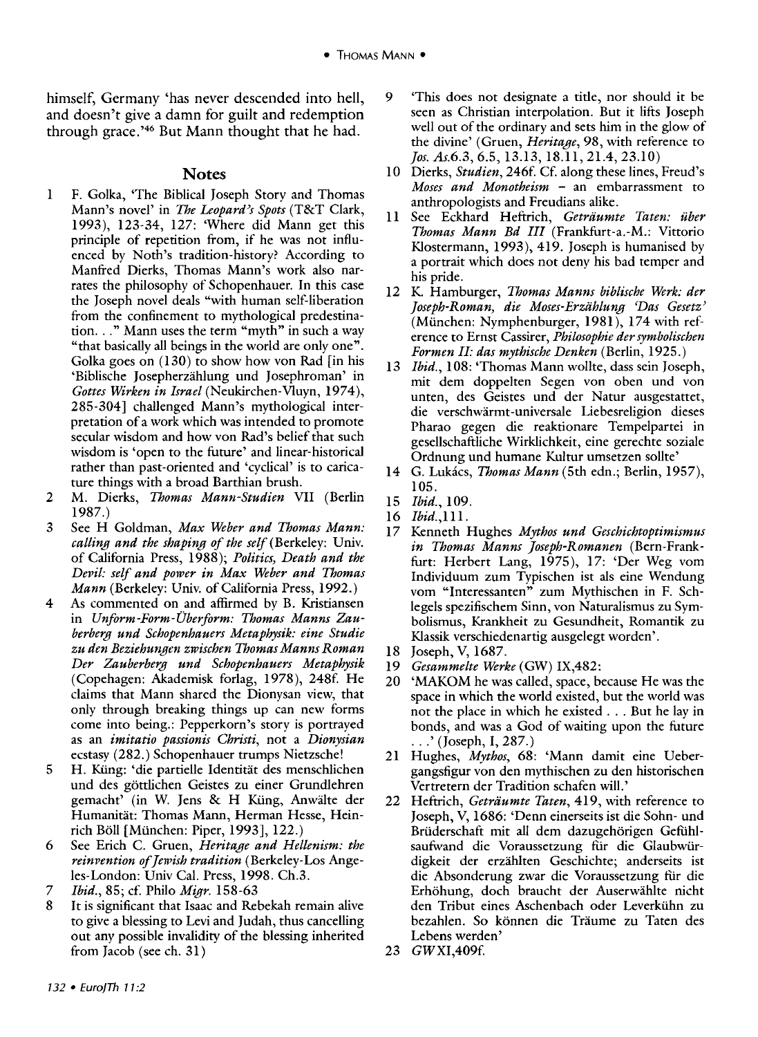himself, Germany 'has never descended into hell, and doesn't give a damn for guilt and redemption through grace.'[46] But Mann thought that he had.

## Notes

1. F. Golka, 'The Biblical Joseph Story and Thomas Mann's novel' in *The Leopard's Spots* (T&T Clark, 1993), 123-34, 127: 'Where did Mann get this principle of repetition from, if he was not influenced by Noth's tradition-history? According to Manfred Dierks, Thomas Mann's work also narrates the philosophy of Schopenhauer. In this case the Joseph novel deals "with human self-liberation from the confinement to mythological predestination. . ." Mann uses the term "myth" in such a way "that basically all beings in the world are only one". Golka goes on (130) to show how von Rad [in his 'Biblische Josepherzählung und Josephroman' in *Gottes Wirken in Israel* (Neukirchen-Vluyn, 1974), 285-304] challenged Mann's mythological interpretation of a work which was intended to promote secular wisdom and how von Rad's belief that such wisdom is 'open to the future' and linear-historical rather than past-oriented and 'cyclical' is to caricature things with a broad Barthian brush.
2. M. Dierks, *Thomas Mann-Studien* VII (Berlin 1987.)
3. See H Goldman, *Max Weber and Thomas Mann: calling and the shaping of the self* (Berkeley: Univ. of California Press, 1988); *Politics, Death and the Devil: self and power in Max Weber and Thomas Mann* (Berkeley: Univ. of California Press, 1992.)
4. As commented on and affirmed by B. Kristiansen in *Unform-Form-Überform: Thomas Manns Zauberberg und Schopenhauers Metaphysik: eine Studie zu den Beziehungen zwischen Thomas Manns Roman Der Zauberberg und Schopenhauers Metaphysik* (Copehagen: Akademisk forlag, 1978), 248f. He claims that Mann shared the Dionysan view, that only through breaking things up can new forms come into being.: Pepperkorn's story is portrayed as an *imitatio passionis Christi*, not a *Dionysian* ecstasy (282.) Schopenhauer trumps Nietzsche!
5. H. Küng: 'die partielle Identität des menschlichen und des göttlichen Geistes zu einer Grundlehren gemacht' (in W. Jens & H Küng, Anwälte der Humanität: Thomas Mann, Herman Hesse, Heinrich Böll [München: Piper, 1993], 122.)
6. See Erich C. Gruen, *Heritage and Hellenism: the reinvention of Jewish tradition* (Berkeley-Los Angeles-London: Univ Cal. Press, 1998. Ch.3.
7. *Ibid.*, 85; cf. Philo *Migr.* 158-63
8. It is significant that Isaac and Rebekah remain alive to give a blessing to Levi and Judah, thus cancelling out any possible invalidity of the blessing inherited from Jacob (see ch. 31)
9. 'This does not designate a title, nor should it be seen as Christian interpolation. But it lifts Joseph well out of the ordinary and sets him in the glow of the divine' (Gruen, *Heritage*, 98, with reference to *Jos. As.*6.3, 6.5, 13.13, 18.11, 21.4, 23.10)
10. Dierks, *Studien*, 246f. Cf. along these lines, Freud's *Moses and Monotheism* – an embarrassment to anthropologists and Freudians alike.
11. See Eckhard Heftrich, *Geträumte Taten: über Thomas Mann Bd III* (Frankfurt-a.-M.: Vittorio Klostermann, 1993), 419. Joseph is humanised by a portrait which does not deny his bad temper and his pride.
12. K. Hamburger, *Thomas Manns biblische Werk: der Joseph-Roman, die Moses-Erzählung 'Das Gesetz'* (München: Nymphenburger, 1981), 174 with reference to Ernst Cassirer, *Philosophie der symbolischen Formen II: das mythische Denken* (Berlin, 1925.)
13. *Ibid.*, 108: 'Thomas Mann wollte, dass sein Joseph, mit dem doppelten Segen von oben und von unten, des Geistes und der Natur ausgestattet, die verschwärmt-universale Liebesreligion dieses Pharao gegen die reaktionare Tempelpartei in gesellschaftliche Wirklichkeit, eine gerechte soziale Ordnung und humane Kultur umsetzen sollte'
14. G. Lukács, *Thomas Mann* (5th edn.; Berlin, 1957), 105.
15. *Ibid.*, 109.
16. *Ibid.*,111.
17. Kenneth Hughes *Mythos und Geschichtoptimismus in Thomas Manns Joseph-Romanen* (Bern-Frankfurt: Herbert Lang, 1975), 17: 'Der Weg vom Individuum zum Typischen ist als eine Wendung vom "Interessanten" zum Mythischen in F. Schlegels spezifischem Sinn, von Naturalismus zu Symbolismus, Krankheit zu Gesundheit, Romantik zu Klassik verschiedenartig ausgelegt worden'.
18. Joseph, V, 1687.
19. *Gesammelte Werke* (GW) IX,482:
20. 'MAKOM he was called, space, because He was the space in which the world existed, but the world was not the place in which he existed . . . But he lay in bonds, and was a God of waiting upon the future . . .' (Joseph, I, 287.)
21. Hughes, *Mythos*, 68: 'Mann damit eine Uebergangsfigur von den mythischen zu den historischen Vertretern der Tradition schafen will.'
22. Heftrich, *Geträumte Taten*, 419, with reference to Joseph, V, 1686: 'Denn einerseits ist die Sohn- und Brüderschaft mit all dem dazugehörigen Gefühlsaufwand die Voraussetzung für die Glaubwürdigkeit der erzählten Geschichte; anderseits ist die Absonderung zwar die Voraussetzung für die Erhöhung, doch braucht der Auserwählte nicht den Tribut eines Aschenbach oder Leverkühn zu bezahlen. So können die Träume zu Taten des Lebens werden'
23. *GW* XI,409f.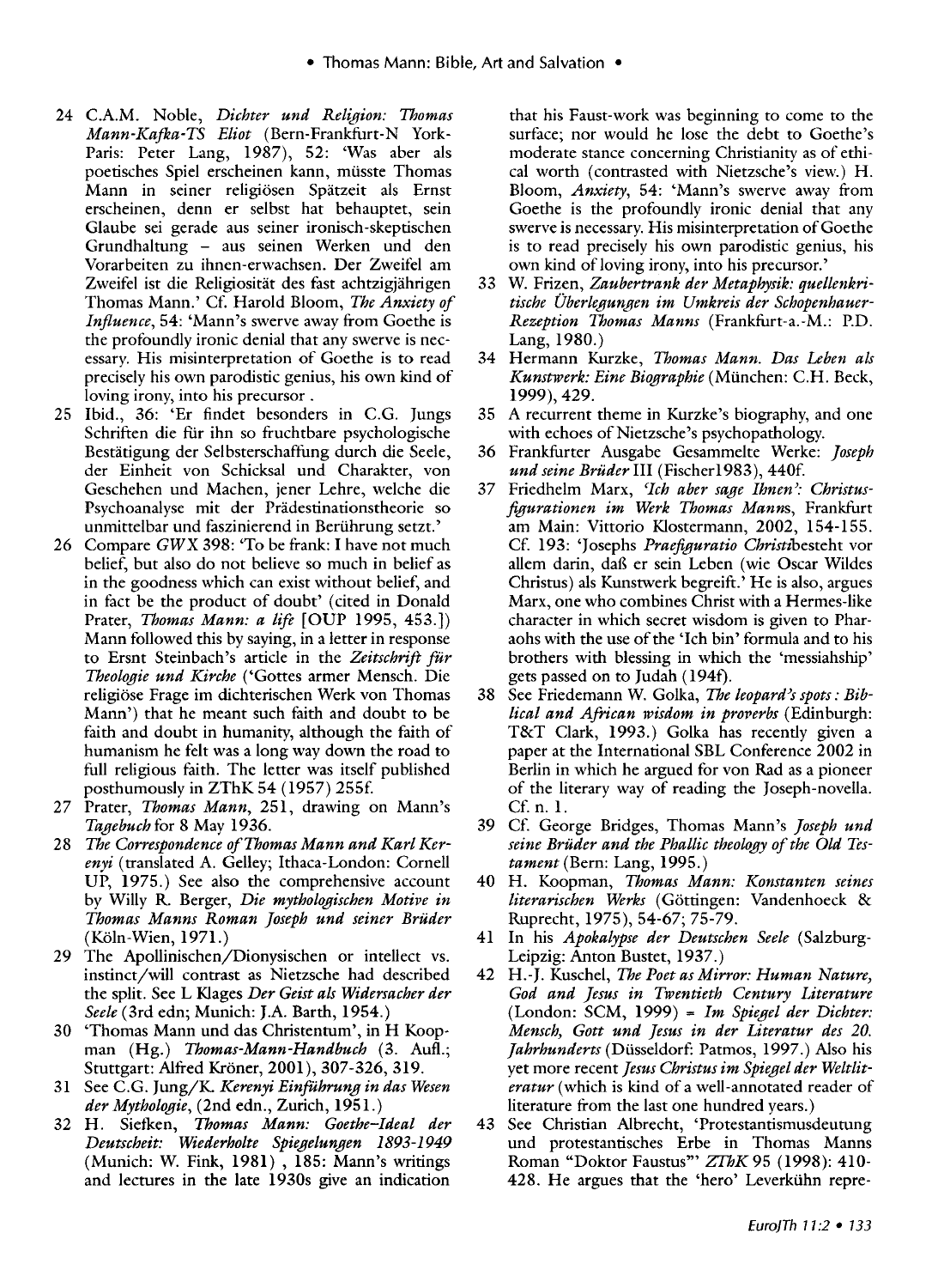24 C.A.M. Noble, *Dichter und Religion: Thomas Mann-Kafka-TS Eliot* (Bern-Frankfurt-N York-Paris: Peter Lang, 1987), 52: 'Was aber als poetisches Spiel erscheinen kann, müsste Thomas Mann in seiner religiösen Spätzeit als Ernst erscheinen, denn er selbst hat behauptet, sein Glaube sei gerade aus seiner ironisch-skeptischen Grundhaltung – aus seinen Werken und den Vorarbeiten zu ihnen-erwachsen. Der Zweifel am Zweifel ist die Religiosität des fast achtzigjährigen Thomas Mann.' Cf. Harold Bloom, *The Anxiety of Influence*, 54: 'Mann's swerve away from Goethe is the profoundly ironic denial that any swerve is necessary. His misinterpretation of Goethe is to read precisely his own parodistic genius, his own kind of loving irony, into his precursor .

25 Ibid., 36: 'Er findet besonders in C.G. Jungs Schriften die für ihn so fruchtbare psychologische Bestätigung der Selbsterschaffung durch die Seele, der Einheit von Schicksal und Charakter, von Geschehen und Machen, jener Lehre, welche die Psychoanalyse mit der Prädestinationstheorie so unmittelbar und faszinierend in Berührung setzt.'

26 Compare *GWX* 398: 'To be frank: I have not much belief, but also do not believe so much in belief as in the goodness which can exist without belief, and in fact be the product of doubt' (cited in Donald Prater, *Thomas Mann: a life* [OUP 1995, 453.]) Mann followed this by saying, in a letter in response to Ersnt Steinbach's article in the *Zeitschrift für Theologie und Kirche* ('Gottes armer Mensch. Die religiöse Frage im dichterischen Werk von Thomas Mann') that he meant such faith and doubt to be faith and doubt in humanity, although the faith of humanism he felt was a long way down the road to full religious faith. The letter was itself published posthumously in ZThK 54 (1957) 255f.

27 Prater, *Thomas Mann*, 251, drawing on Mann's *Tagebuch* for 8 May 1936.

28 *The Correspondence of Thomas Mann and Karl Kerenyi* (translated A. Gelley; Ithaca-London: Cornell UP, 1975.) See also the comprehensive account by Willy R. Berger, *Die mythologischen Motive in Thomas Manns Roman Joseph und seiner Brüder* (Köln-Wien, 1971.)

29 The Apollinischen/Dionysischen or intellect vs. instinct/will contrast as Nietzsche had described the split. See L Klages *Der Geist als Widersacher der Seele* (3rd edn; Munich: J.A. Barth, 1954.)

30 'Thomas Mann und das Christentum', in H Koopman (Hg.) *Thomas-Mann-Handbuch* (3. Aufl.; Stuttgart: Alfred Kröner, 2001), 307-326, 319.

31 See C.G. Jung/K. *Kerenyi Einführung in das Wesen der Mythologie*, (2nd edn., Zurich, 1951.)

32 H. Siefken, *Thomas Mann: Goethe–Ideal der Deutschheit: Wiederholte Spiegelungen 1893-1949* (Munich: W. Fink, 1981) , 185: Mann's writings and lectures in the late 1930s give an indication that his Faust-work was beginning to come to the surface; nor would he lose the debt to Goethe's moderate stance concerning Christianity as of ethical worth (contrasted with Nietzsche's view.) H. Bloom, *Anxiety*, 54: 'Mann's swerve away from Goethe is the profoundly ironic denial that any swerve is necessary. His misinterpretation of Goethe is to read precisely his own parodistic genius, his own kind of loving irony, into his precursor.'

33 W. Frizen, *Zaubertrank der Metaphysik: quellenkritische Überlegungen im Umkreis der Schopenhauer-Rezeption Thomas Manns* (Frankfurt-a.-M.: P.D. Lang, 1980.)

34 Hermann Kurzke, *Thomas Mann. Das Leben als Kunstwerk: Eine Biographie* (München: C.H. Beck, 1999), 429.

35 A recurrent theme in Kurzke's biography, and one with echoes of Nietzsche's psychopathology.

36 Frankfurter Ausgabe Gesammelte Werke: *Joseph und seine Brüder* III (Fischer1983), 440f.

37 Friedhelm Marx, *'Ich aber sage Ihnen': Christusfigurationen im Werk Thomas Manns*, Frankfurt am Main: Vittorio Klostermann, 2002, 154-155. Cf. 193: 'Josephs *Praefiguratio Christi*besteht vor allem darin, daß er sein Leben (wie Oscar Wildes Christus) als Kunstwerk begreift.' He is also, argues Marx, one who combines Christ with a Hermes-like character in which secret wisdom is given to Pharaohs with the use of the 'Ich bin' formula and to his brothers with blessing in which the 'messiahship' gets passed on to Judah (194f).

38 See Friedemann W. Golka, *The leopard's spots : Biblical and African wisdom in proverbs* (Edinburgh: T&T Clark, 1993.) Golka has recently given a paper at the International SBL Conference 2002 in Berlin in which he argued for von Rad as a pioneer of the literary way of reading the Joseph-novella. Cf. n. 1.

39 Cf. George Bridges, Thomas Mann's *Joseph und seine Brüder and the Phallic theology of the Old Testament* (Bern: Lang, 1995.)

40 H. Koopman, *Thomas Mann: Konstanten seines literarischen Werks* (Göttingen: Vandenhoeck & Ruprecht, 1975), 54-67; 75-79.

41 In his *Apokalypse der Deutschen Seele* (Salzburg-Leipzig: Anton Bustet, 1937.)

42 H.-J. Kuschel, *The Poet as Mirror: Human Nature, God and Jesus in Twentieth Century Literature* (London: SCM, 1999) = *Im Spiegel der Dichter: Mensch, Gott und Jesus in der Literatur des 20. Jahrhunderts* (Düsseldorf: Patmos, 1997.) Also his yet more recent *Jesus Christus im Spiegel der Weltliteratur* (which is kind of a well-annotated reader of literature from the last one hundred years.)

43 See Christian Albrecht, 'Protestantismusdeutung und protestantisches Erbe in Thomas Manns Roman "Doktor Faustus"' *ZThK* 95 (1998): 410-428. He argues that the 'hero' Leverkühn repre-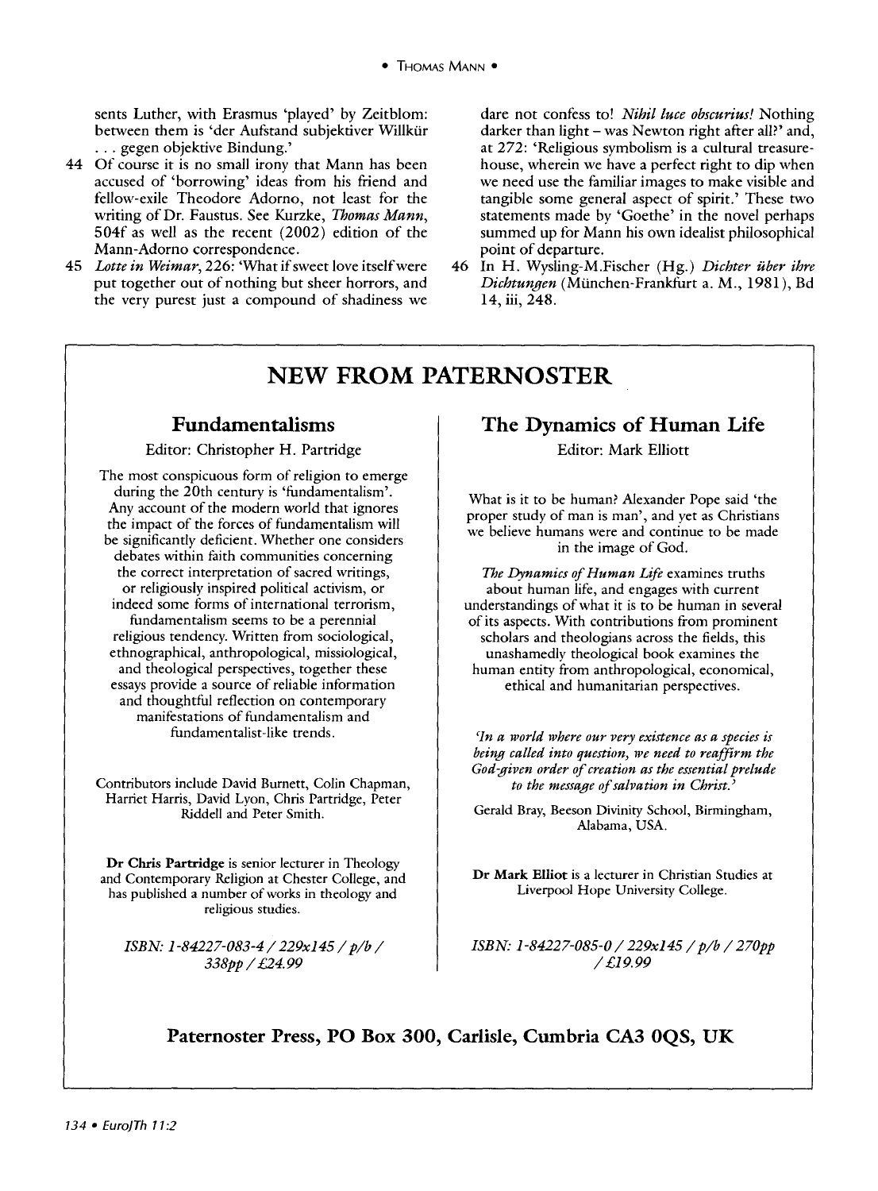sents Luther, with Erasmus 'played' by Zeitblom: between them is 'der Aufstand subjektiver Willkür . . . gegen objektive Bindung.'

44 Of course it is no small irony that Mann has been accused of 'borrowing' ideas from his friend and fellow-exile Theodore Adorno, not least for the writing of Dr. Faustus. See Kurzke, *Thomas Mann*, 504f as well as the recent (2002) edition of the Mann-Adorno correspondence.

45 *Lotte in Weimar*, 226: 'What if sweet love itself were put together out of nothing but sheer horrors, and the very purest just a compound of shadiness we dare not confess to! *Nihil luce obscurius!* Nothing darker than light – was Newton right after all?' and, at 272: 'Religious symbolism is a cultural treasure-house, wherein we have a perfect right to dip when we need use the familiar images to make visible and tangible some general aspect of spirit.' These two statements made by 'Goethe' in the novel perhaps summed up for Mann his own idealist philosophical point of departure.

46 In H. Wysling-M.Fischer (Hg.) *Dichter über ihre Dichtungen* (München-Frankfurt a. M., 1981), Bd 14, iii, 248.

## NEW FROM PATERNOSTER

### Fundamentalisms

Editor: Christopher H. Partridge

The most conspicuous form of religion to emerge during the 20th century is 'fundamentalism'. Any account of the modern world that ignores the impact of the forces of fundamentalism will be significantly deficient. Whether one considers debates within faith communities concerning the correct interpretation of sacred writings, or religiously inspired political activism, or indeed some forms of international terrorism, fundamentalism seems to be a perennial religious tendency. Written from sociological, ethnographical, anthropological, missiological, and theological perspectives, together these essays provide a source of reliable information and thoughtful reflection on contemporary manifestations of fundamentalism and fundamentalist-like trends.

Contributors include David Burnett, Colin Chapman, Harriet Harris, David Lyon, Chris Partridge, Peter Riddell and Peter Smith.

**Dr Chris Partridge** is senior lecturer in Theology and Contemporary Religion at Chester College, and has published a number of works in theology and religious studies.

*ISBN: 1-84227-083-4 / 229x145 / p/b / 338pp / £24.99*

### The Dynamics of Human Life

Editor: Mark Elliott

What is it to be human? Alexander Pope said 'the proper study of man is man', and yet as Christians we believe humans were and continue to be made in the image of God.

*The Dynamics of Human Life* examines truths about human life, and engages with current understandings of what it is to be human in several of its aspects. With contributions from prominent scholars and theologians across the fields, this unashamedly theological book examines the human entity from anthropological, economical, ethical and humanitarian perspectives.

*'In a world where our very existence as a species is being called into question, we need to reaffirm the God-given order of creation as the essential prelude to the message of salvation in Christ.'*

Gerald Bray, Beeson Divinity School, Birmingham, Alabama, USA.

**Dr Mark Elliot** is a lecturer in Christian Studies at Liverpool Hope University College.

*ISBN: 1-84227-085-0 / 229x145 / p/b / 270pp / £19.99*

**Paternoster Press, PO Box 300, Carlisle, Cumbria CA3 0QS, UK**